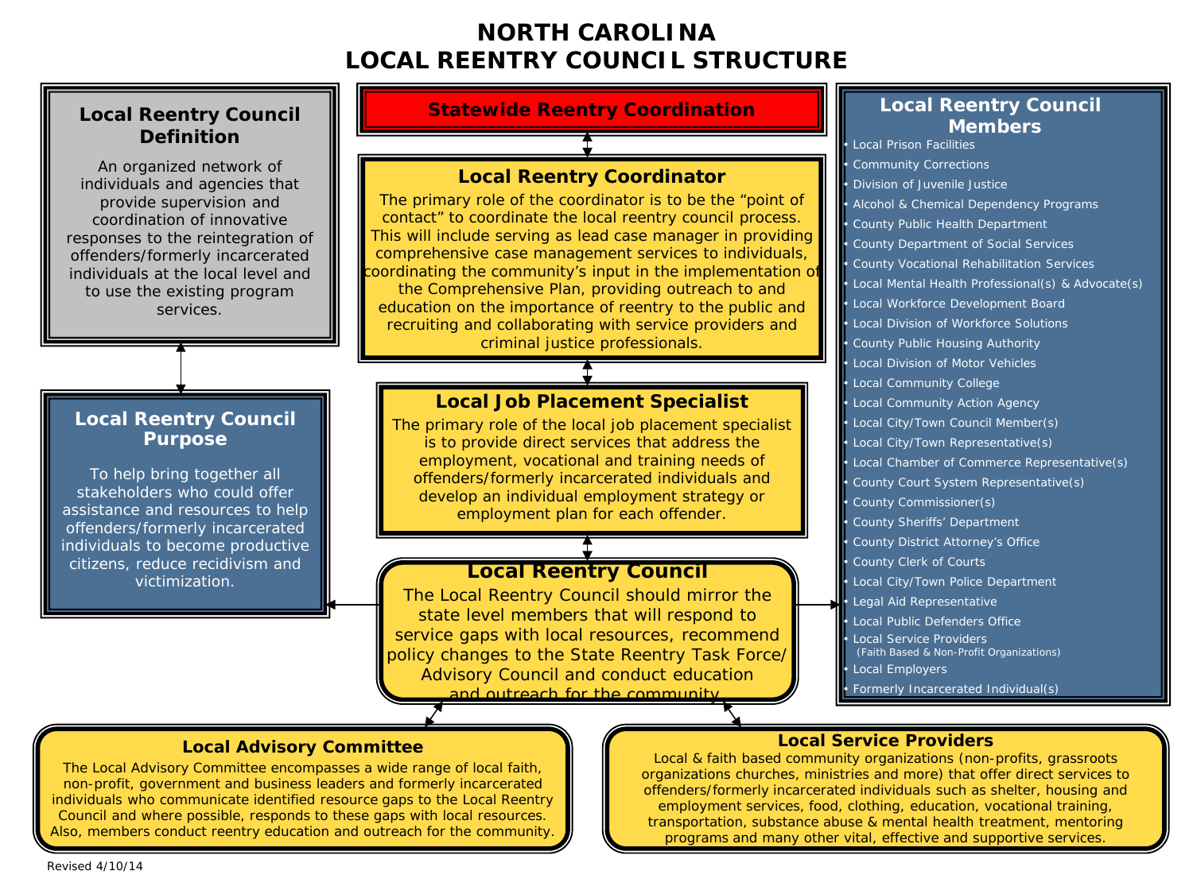# NORTH CAROLINA
# LOCAL REENTRY COUNCIL STRUCTURE

## Local Reentry Council Definition

An organized network of individuals and agencies that provide supervision and coordination of innovative responses to the reintegration of offenders/formerly incarcerated individuals at the local level and to use the existing program services.

## Local Reentry Council Purpose

To help bring together all stakeholders who could offer assistance and resources to help offenders/formerly incarcerated individuals to become productive citizens, reduce recidivism and victimization.

## Statewide Reentry Coordination

## Local Reentry Coordinator

The primary role of the coordinator is to be the "point of contact" to coordinate the local reentry council process. This will include serving as lead case manager in providing comprehensive case management services to individuals, coordinating the community's input in the implementation of the Comprehensive Plan, providing outreach to and education on the importance of reentry to the public and recruiting and collaborating with service providers and criminal justice professionals.

## Local Job Placement Specialist

The primary role of the local job placement specialist is to provide direct services that address the employment, vocational and training needs of offenders/formerly incarcerated individuals and develop an individual employment strategy or employment plan for each offender.

## Local Reentry Council

The Local Reentry Council should mirror the state level members that will respond to service gaps with local resources, recommend policy changes to the State Reentry Task Force/ Advisory Council and conduct education and outreach for the community.

## Local Reentry Council Members

- Local Prison Facilities
- Community Corrections
- Division of Juvenile Justice
- Alcohol & Chemical Dependency Programs
- County Public Health Department
- County Department of Social Services
- County Vocational Rehabilitation Services
- Local Mental Health Professional(s) & Advocate(s)
- Local Workforce Development Board
- Local Division of Workforce Solutions
- County Public Housing Authority
- Local Division of Motor Vehicles
- Local Community College
- Local Community Action Agency
- Local City/Town Council Member(s)
- Local City/Town Representative(s)
- Local Chamber of Commerce Representative(s)
- County Court System Representative(s)
- County Commissioner(s)
- County Sheriffs' Department
- County District Attorney's Office
- County Clerk of Courts
- Local City/Town Police Department
- Legal Aid Representative
- Local Public Defenders Office
- Local Service Providers (Faith Based & Non-Profit Organizations)
- Local Employers
- Formerly Incarcerated Individual(s)

## Local Advisory Committee

The Local Advisory Committee encompasses a wide range of local faith, non-profit, government and business leaders and formerly incarcerated individuals who communicate identified resource gaps to the Local Reentry Council and where possible, responds to these gaps with local resources. Also, members conduct reentry education and outreach for the community.

## Local Service Providers

Local & faith based community organizations (non-profits, grassroots organizations churches, ministries and more) that offer direct services to offenders/formerly incarcerated individuals such as shelter, housing and employment services, food, clothing, education, vocational training, transportation, substance abuse & mental health treatment, mentoring programs and many other vital, effective and supportive services.

Revised 4/10/14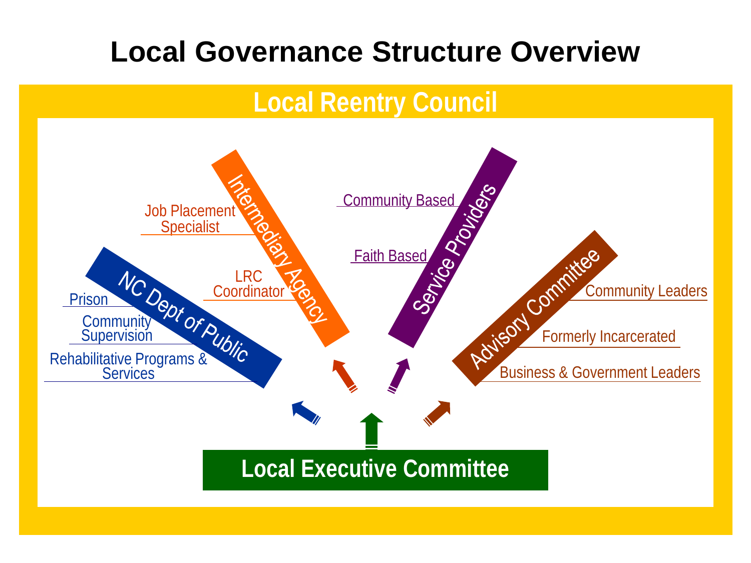# Local Governance Structure Overview

## Local Reentry Council

NC Dept of Public

- Prison
- Community Supervision
- Rehabilitative Programs & Services

Intermediary Agency

- Job Placement Specialist
- LRC Coordinator

Service Providers

- Community Based
- Faith Based

Advisory Committee

- Community Leaders
- Formerly Incarcerated
- Business & Government Leaders

Local Executive Committee